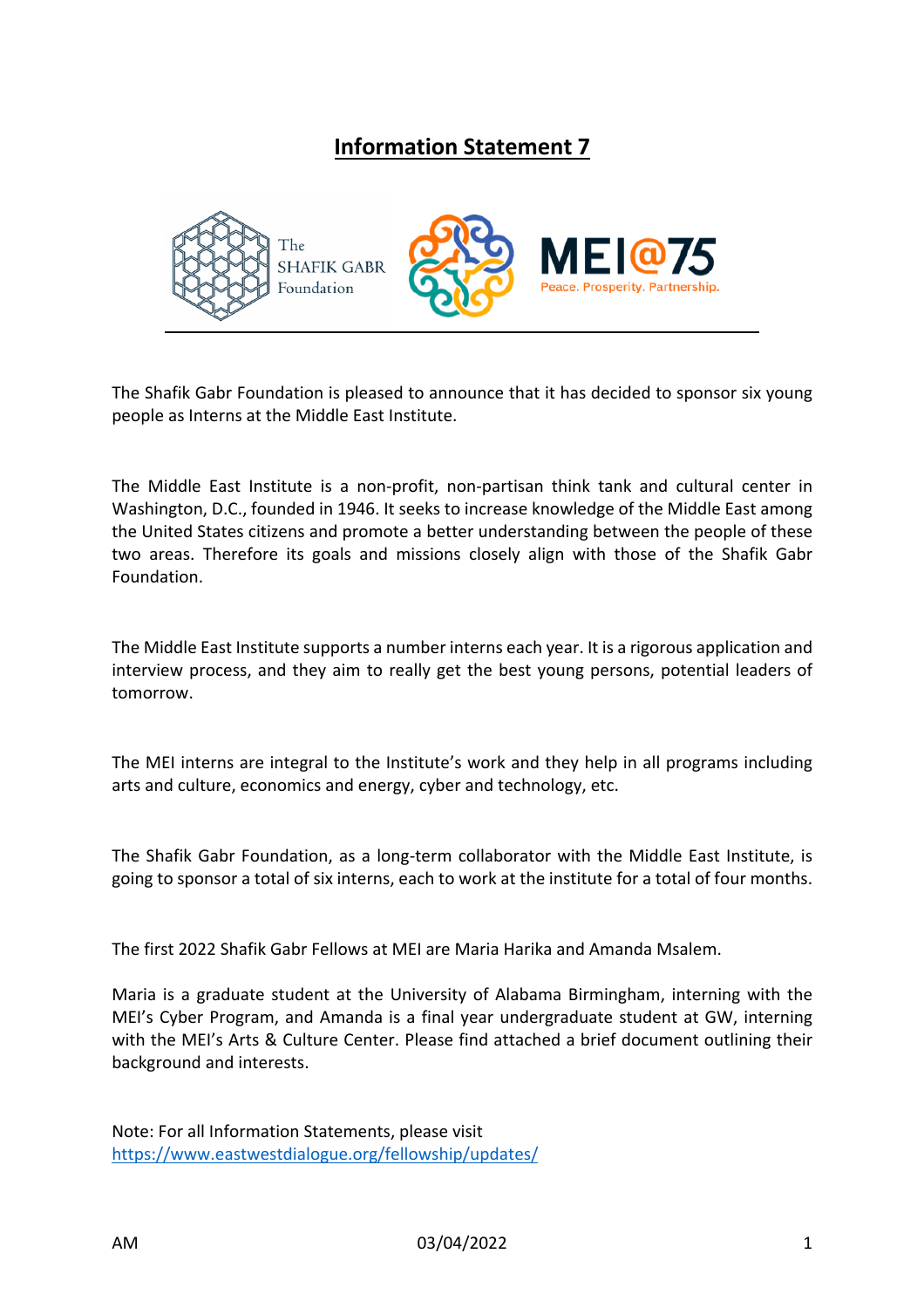# Information Statement 7

The SHAFIK GABR Foundation

MEI@75

Peace. Prosperity. Partnership.

The Shafik Gabr Foundation is pleased to announce that it has decided to sponsor six young people as Interns at the Middle East Institute.

The Middle East Institute is a non-profit, non-partisan think tank and cultural center in Washington, D.C., founded in 1946. It seeks to increase knowledge of the Middle East among the United States citizens and promote a better understanding between the people of these two areas. Therefore its goals and missions closely align with those of the Shafik Gabr Foundation.

The Middle East Institute supports a number interns each year. It is a rigorous application and interview process, and they aim to really get the best young persons, potential leaders of tomorrow.

The MEI interns are integral to the Institute's work and they help in all programs including arts and culture, economics and energy, cyber and technology, etc.

The Shafik Gabr Foundation, as a long-term collaborator with the Middle East Institute, is going to sponsor a total of six interns, each to work at the institute for a total of four months.

The first 2022 Shafik Gabr Fellows at MEI are Maria Harika and Amanda Msalem.

Maria is a graduate student at the University of Alabama Birmingham, interning with the MEI's Cyber Program, and Amanda is a final year undergraduate student at GW, interning with the MEI's Arts & Culture Center. Please find attached a brief document outlining their background and interests.

Note: For all Information Statements, please visit
https://www.eastwestdialogue.org/fellowship/updates/

AM 03/04/2022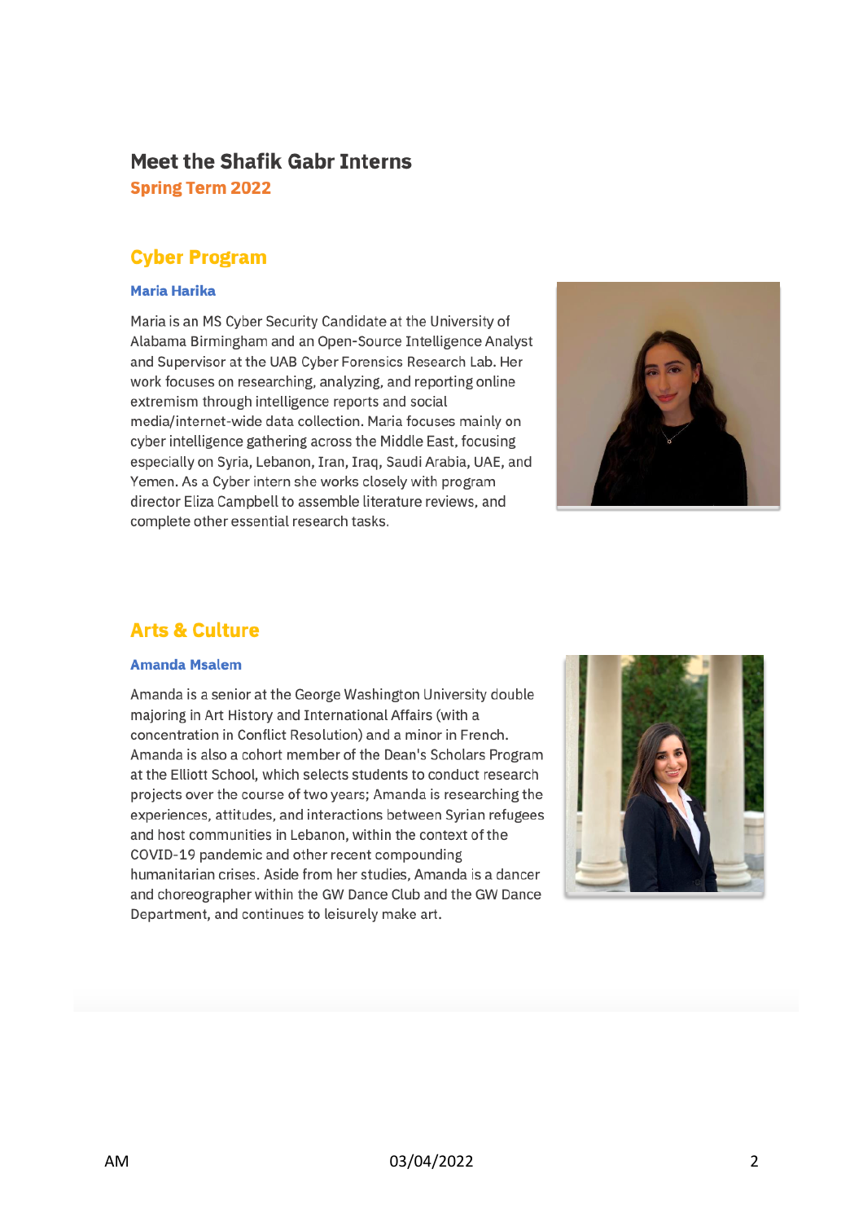# Meet the Shafik Gabr Interns

## Spring Term 2022

## Cyber Program

### Maria Harika

Maria is an MS Cyber Security Candidate at the University of Alabama Birmingham and an Open-Source Intelligence Analyst and Supervisor at the UAB Cyber Forensics Research Lab. Her work focuses on researching, analyzing, and reporting online extremism through intelligence reports and social media/internet-wide data collection. Maria focuses mainly on cyber intelligence gathering across the Middle East, focusing especially on Syria, Lebanon, Iran, Iraq, Saudi Arabia, UAE, and Yemen. As a Cyber intern she works closely with program director Eliza Campbell to assemble literature reviews, and complete other essential research tasks.

## Arts & Culture

### Amanda Msalem

Amanda is a senior at the George Washington University double majoring in Art History and International Affairs (with a concentration in Conflict Resolution) and a minor in French. Amanda is also a cohort member of the Dean's Scholars Program at the Elliott School, which selects students to conduct research projects over the course of two years; Amanda is researching the experiences, attitudes, and interactions between Syrian refugees and host communities in Lebanon, within the context of the COVID-19 pandemic and other recent compounding humanitarian crises. Aside from her studies, Amanda is a dancer and choreographer within the GW Dance Club and the GW Dance Department, and continues to leisurely make art.

AM 03/04/2022